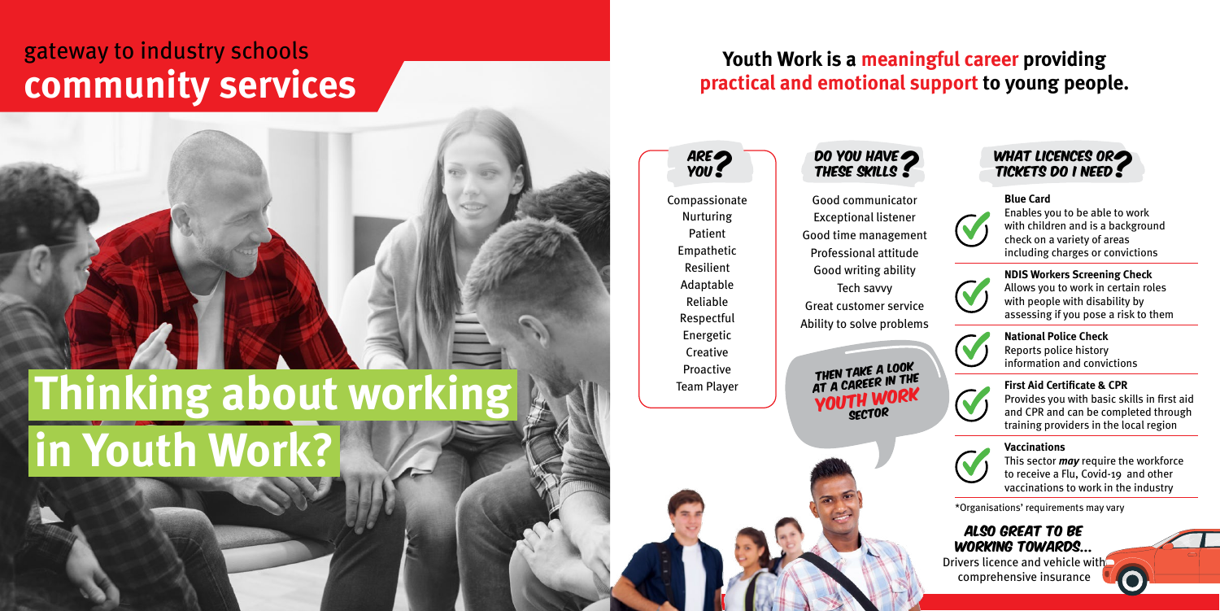gateway to industry schools

# community services

# Thinking about working in Youth Work?

## Youth Work is a meaningful career providing practical and emotional support to young people.

### ARE YOU?

- Compassionate
- Nurturing
- Patient
- Empathetic
- Resilient
- Adaptable
- Reliable
- Respectful
- Energetic
- Creative
- Proactive
- Team Player

### DO YOU HAVE THESE SKILLS?

- Good communicator
- Exceptional listener
- Good time management
- Professional attitude
- Good writing ability
- Tech savvy
- Great customer service
- Ability to solve problems

THEN TAKE A LOOK AT A CAREER IN THE YOUTH WORK SECTOR

### WHAT LICENCES OR TICKETS DO I NEED?

**Blue Card**
Enables you to be able to work with children and is a background check on a variety of areas including charges or convictions

**NDIS Workers Screening Check**
Allows you to work in certain roles with people with disability by assessing if you pose a risk to them

**National Police Check**
Reports police history information and convictions

**First Aid Certificate & CPR**
Provides you with basic skills in first aid and CPR and can be completed through training providers in the local region

**Vaccinations**
This sector ***may*** require the workforce to receive a Flu, Covid-19 and other vaccinations to work in the industry

*Organisations' requirements may vary

### ALSO GREAT TO BE WORKING TOWARDS...

Drivers licence and vehicle with comprehensive insurance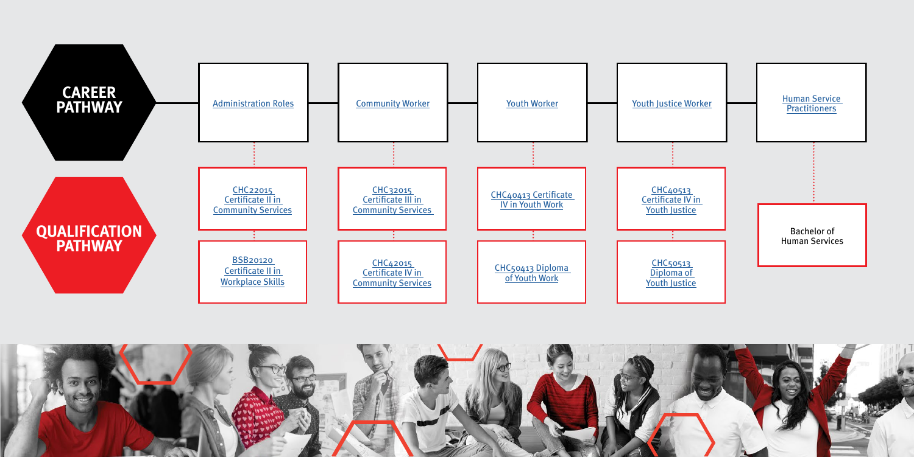**CAREER PATHWAY**

Administration Roles — Community Worker — Youth Worker — Youth Justice Worker — Human Service Practitioners

**QUALIFICATION PATHWAY**

| Administration Roles | Community Worker | Youth Worker | Youth Justice Worker | Human Service Practitioners |
|---|---|---|---|---|
| CHC22015 Certificate II in Community Services | CHC32015 Certificate III in Community Services | CHC40413 Certificate IV in Youth Work | CHC40513 Certificate IV in Youth Justice | Bachelor of Human Services |
| BSB20120 Certificate II in Workplace Skills | CHC42015 Certificate IV in Community Services | CHC50413 Diploma of Youth Work | CHC50513 Diploma of Youth Justice | |